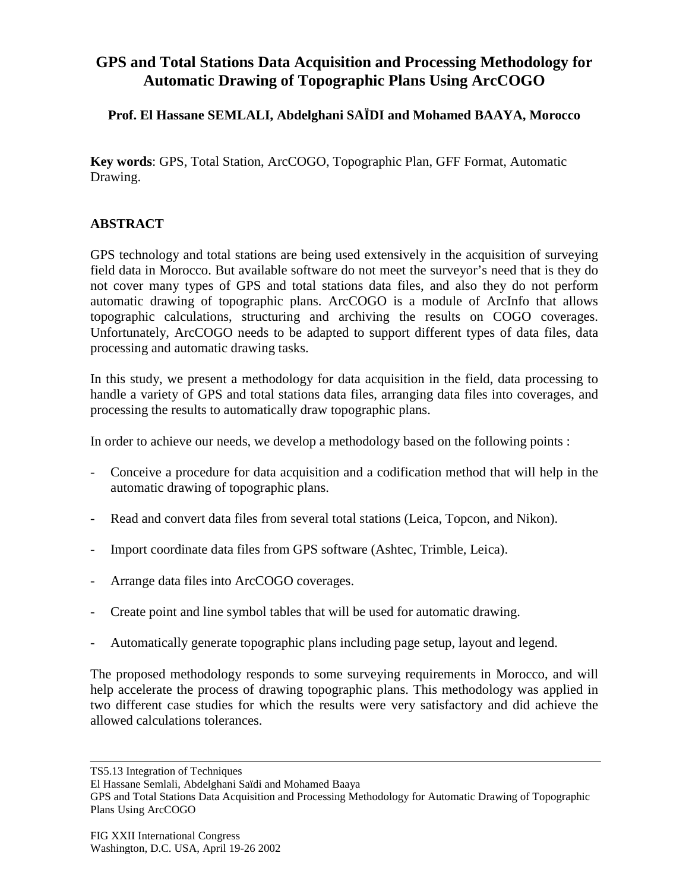# GPS and Total Stations Data Acquisition and Processing Methodology for Automatic Drawing of Topographic Plans Using ArcCOGO

**Prof. El Hassane SEMLALI, Abdelghani SAÏDI and Mohamed BAAYA, Morocco**

**Key words**: GPS, Total Station, ArcCOGO, Topographic Plan, GFF Format, Automatic Drawing.

## ABSTRACT

GPS technology and total stations are being used extensively in the acquisition of surveying field data in Morocco. But available software do not meet the surveyor's need that is they do not cover many types of GPS and total stations data files, and also they do not perform automatic drawing of topographic plans. ArcCOGO is a module of ArcInfo that allows topographic calculations, structuring and archiving the results on COGO coverages. Unfortunately, ArcCOGO needs to be adapted to support different types of data files, data processing and automatic drawing tasks.

In this study, we present a methodology for data acquisition in the field, data processing to handle a variety of GPS and total stations data files, arranging data files into coverages, and processing the results to automatically draw topographic plans.

In order to achieve our needs, we develop a methodology based on the following points :

- Conceive a procedure for data acquisition and a codification method that will help in the automatic drawing of topographic plans.
- Read and convert data files from several total stations (Leica, Topcon, and Nikon).
- Import coordinate data files from GPS software (Ashtec, Trimble, Leica).
- Arrange data files into ArcCOGO coverages.
- Create point and line symbol tables that will be used for automatic drawing.
- Automatically generate topographic plans including page setup, layout and legend.

The proposed methodology responds to some surveying requirements in Morocco, and will help accelerate the process of drawing topographic plans. This methodology was applied in two different case studies for which the results were very satisfactory and did achieve the allowed calculations tolerances.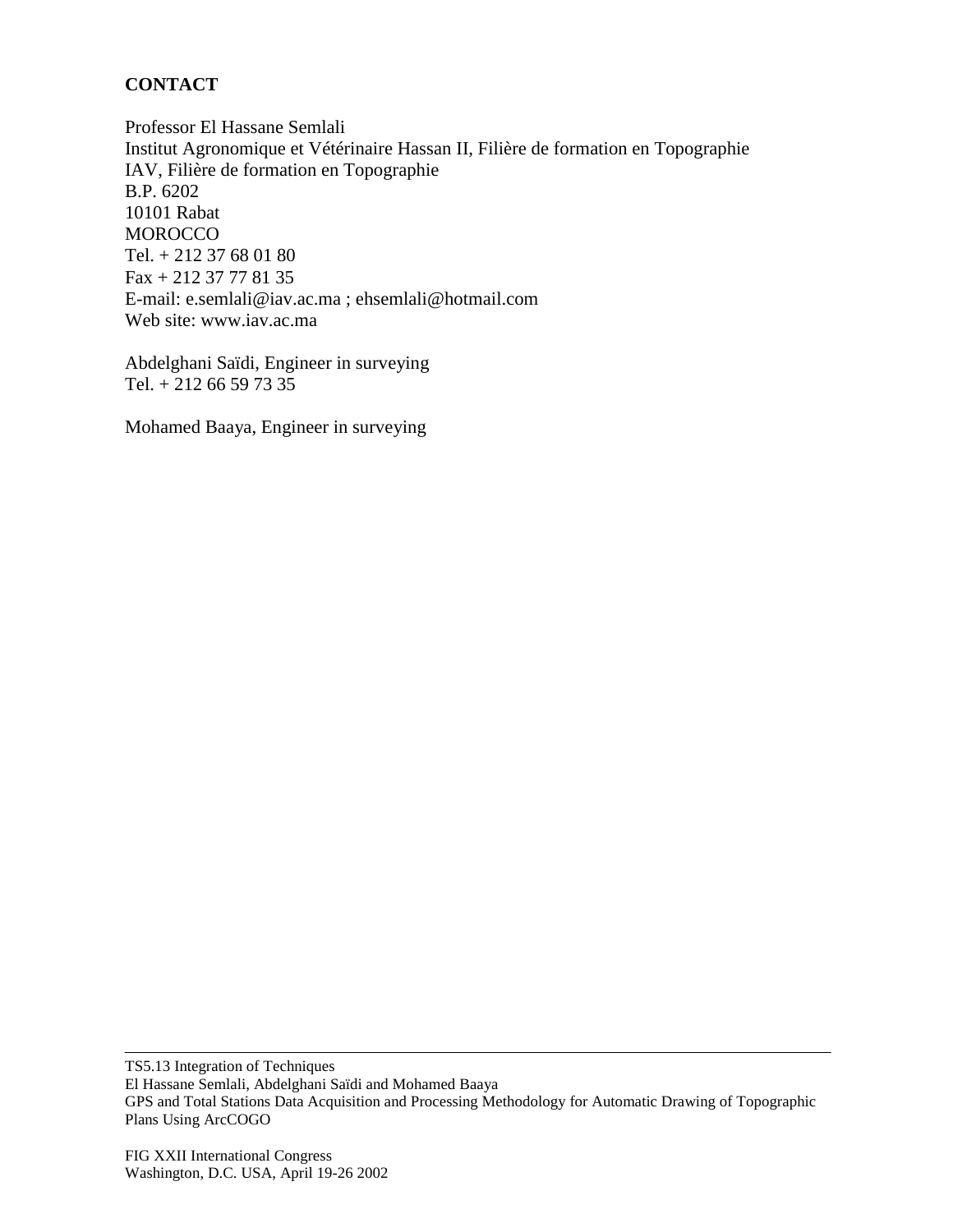**CONTACT**

Professor El Hassane Semlali
Institut Agronomique et Vétérinaire Hassan II, Filière de formation en Topographie
IAV, Filière de formation en Topographie
B.P. 6202
10101 Rabat
MOROCCO
Tel. + 212 37 68 01 80
Fax + 212 37 77 81 35
E-mail: e.semlali@iav.ac.ma ; ehsemlali@hotmail.com
Web site: www.iav.ac.ma

Abdelghani Saïdi, Engineer in surveying
Tel. + 212 66 59 73 35

Mohamed Baaya, Engineer in surveying